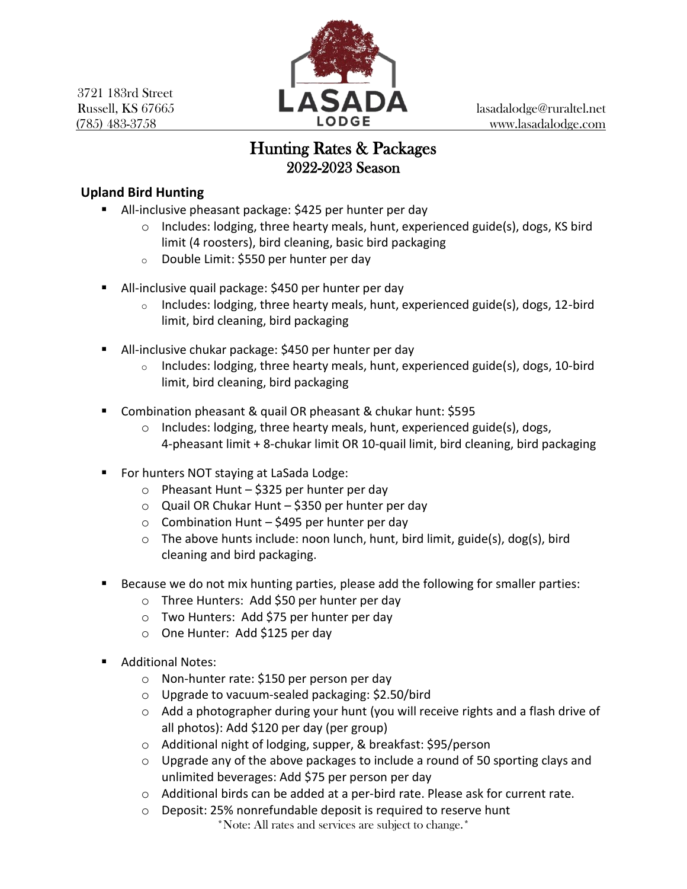3721 183rd Street
Russell, KS 67665
(785) 483-3758

**LASADA LODGE**

lasadalodge@ruraltel.net
www.lasadalodge.com

# Hunting Rates & Packages
## 2022-2023 Season

### Upland Bird Hunting

- All-inclusive pheasant package: $425 per hunter per day
  - Includes: lodging, three hearty meals, hunt, experienced guide(s), dogs, KS bird limit (4 roosters), bird cleaning, basic bird packaging
  - Double Limit: $550 per hunter per day
- All-inclusive quail package: $450 per hunter per day
  - Includes: lodging, three hearty meals, hunt, experienced guide(s), dogs, 12-bird limit, bird cleaning, bird packaging
- All-inclusive chukar package: $450 per hunter per day
  - Includes: lodging, three hearty meals, hunt, experienced guide(s), dogs, 10-bird limit, bird cleaning, bird packaging
- Combination pheasant & quail OR pheasant & chukar hunt: $595
  - Includes: lodging, three hearty meals, hunt, experienced guide(s), dogs, 4-pheasant limit + 8-chukar limit OR 10-quail limit, bird cleaning, bird packaging
- For hunters NOT staying at LaSada Lodge:
  - Pheasant Hunt – $325 per hunter per day
  - Quail OR Chukar Hunt – $350 per hunter per day
  - Combination Hunt – $495 per hunter per day
  - The above hunts include: noon lunch, hunt, bird limit, guide(s), dog(s), bird cleaning and bird packaging.
- Because we do not mix hunting parties, please add the following for smaller parties:
  - Three Hunters: Add $50 per hunter per day
  - Two Hunters: Add $75 per hunter per day
  - One Hunter: Add $125 per day
- Additional Notes:
  - Non-hunter rate: $150 per person per day
  - Upgrade to vacuum-sealed packaging: $2.50/bird
  - Add a photographer during your hunt (you will receive rights and a flash drive of all photos): Add $120 per day (per group)
  - Additional night of lodging, supper, & breakfast: $95/person
  - Upgrade any of the above packages to include a round of 50 sporting clays and unlimited beverages: Add $75 per person per day
  - Additional birds can be added at a per-bird rate. Please ask for current rate.
  - Deposit: 25% nonrefundable deposit is required to reserve hunt

*Note: All rates and services are subject to change.*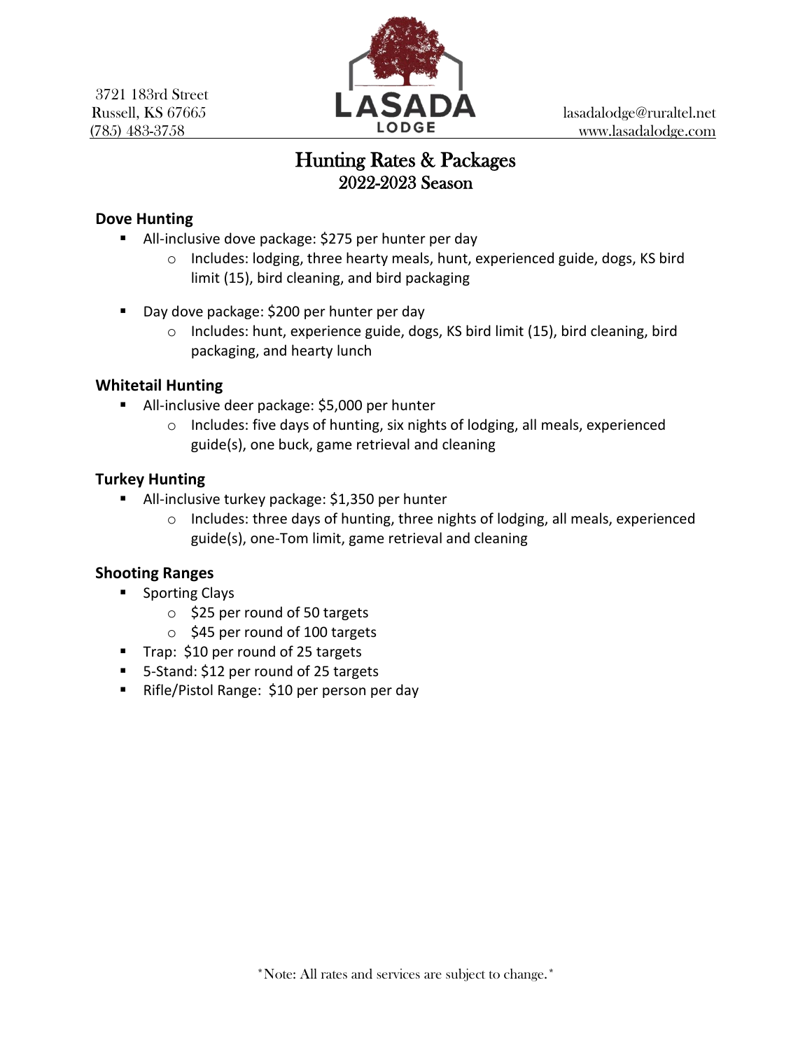3721 183rd Street
Russell, KS 67665
(785) 483-3758

**LASADA LODGE**

lasadalodge@ruraltel.net
www.lasadalodge.com

# Hunting Rates & Packages
## 2022-2023 Season

### Dove Hunting

- All-inclusive dove package: $275 per hunter per day
  - Includes: lodging, three hearty meals, hunt, experienced guide, dogs, KS bird limit (15), bird cleaning, and bird packaging

- Day dove package: $200 per hunter per day
  - Includes: hunt, experience guide, dogs, KS bird limit (15), bird cleaning, bird packaging, and hearty lunch

### Whitetail Hunting

- All-inclusive deer package: $5,000 per hunter
  - Includes: five days of hunting, six nights of lodging, all meals, experienced guide(s), one buck, game retrieval and cleaning

### Turkey Hunting

- All-inclusive turkey package: $1,350 per hunter
  - Includes: three days of hunting, three nights of lodging, all meals, experienced guide(s), one-Tom limit, game retrieval and cleaning

### Shooting Ranges

- Sporting Clays
  - $25 per round of 50 targets
  - $45 per round of 100 targets
- Trap: $10 per round of 25 targets
- 5-Stand: $12 per round of 25 targets
- Rifle/Pistol Range: $10 per person per day

*Note: All rates and services are subject to change.*